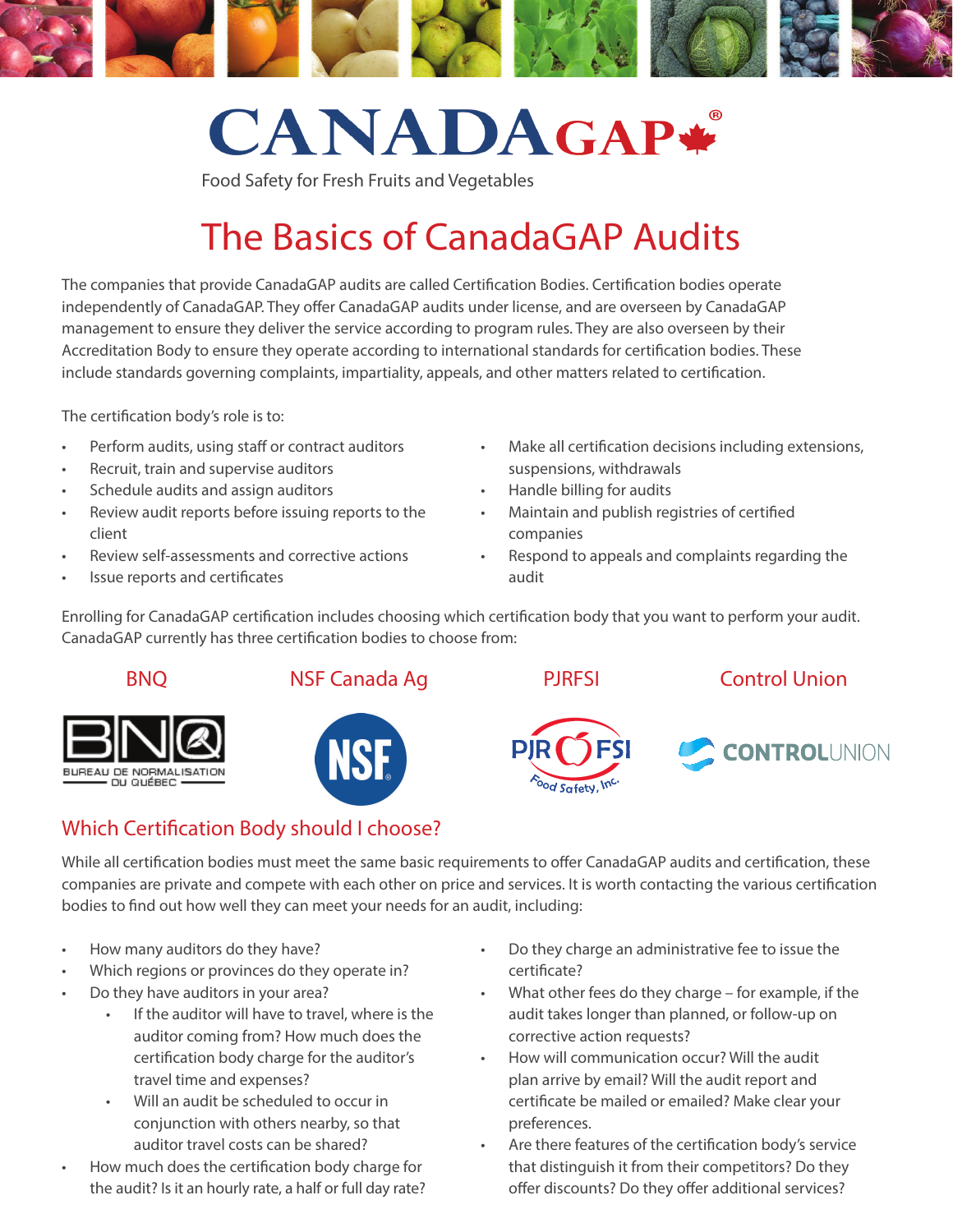# CANADAGAP®

Food Safety for Fresh Fruits and Vegetables

## The Basics of CanadaGAP Audits

The companies that provide CanadaGAP audits are called Certification Bodies. Certification bodies operate independently of CanadaGAP. They offer CanadaGAP audits under license, and are overseen by CanadaGAP management to ensure they deliver the service according to program rules. They are also overseen by their Accreditation Body to ensure they operate according to international standards for certification bodies. These include standards governing complaints, impartiality, appeals, and other matters related to certification.

The certification body's role is to:

- Perform audits, using staff or contract auditors
- Recruit, train and supervise auditors
- Schedule audits and assign auditors
- Review audit reports before issuing reports to the client
- Review self-assessments and corrective actions
- Issue reports and certificates
- Make all certification decisions including extensions, suspensions, withdrawals
- Handle billing for audits
- Maintain and publish registries of certified companies
- Respond to appeals and complaints regarding the audit

Enrolling for CanadaGAP certification includes choosing which certification body that you want to perform your audit. CanadaGAP currently has three certification bodies to choose from:

BNQ

BUREAU DE NORMALISATION DU QUÉBEC

NSF Canada Ag

NSF

PJRFSI

PJR FSI Food Safety, Inc.

Control Union

CONTROLUNION

### Which Certification Body should I choose?

While all certification bodies must meet the same basic requirements to offer CanadaGAP audits and certification, these companies are private and compete with each other on price and services. It is worth contacting the various certification bodies to find out how well they can meet your needs for an audit, including:

- How many auditors do they have?
- Which regions or provinces do they operate in?
- Do they have auditors in your area?
  - If the auditor will have to travel, where is the auditor coming from? How much does the certification body charge for the auditor's travel time and expenses?
  - Will an audit be scheduled to occur in conjunction with others nearby, so that auditor travel costs can be shared?
- How much does the certification body charge for the audit? Is it an hourly rate, a half or full day rate?
- Do they charge an administrative fee to issue the certificate?
- What other fees do they charge – for example, if the audit takes longer than planned, or follow-up on corrective action requests?
- How will communication occur? Will the audit plan arrive by email? Will the audit report and certificate be mailed or emailed? Make clear your preferences.
- Are there features of the certification body's service that distinguish it from their competitors? Do they offer discounts? Do they offer additional services?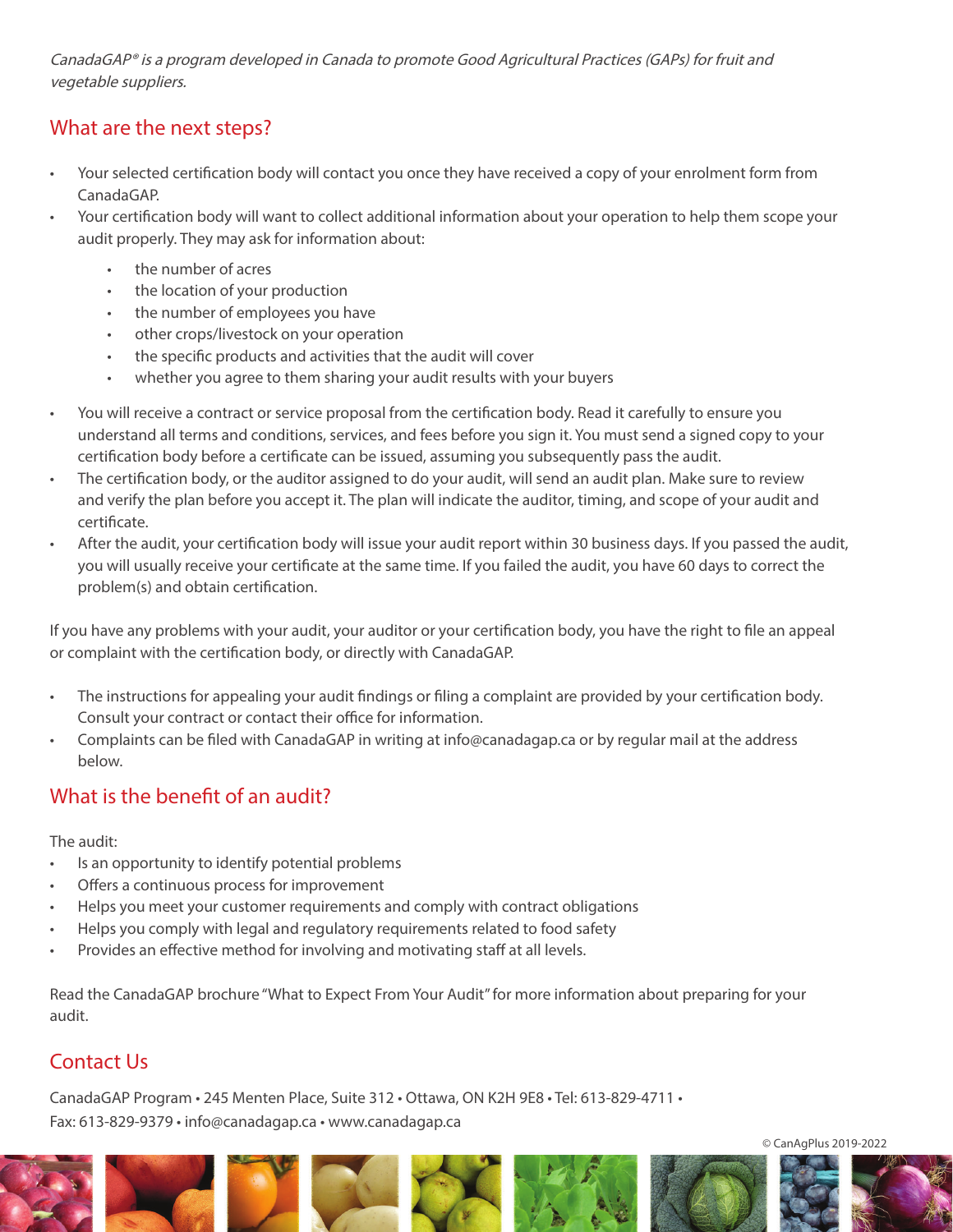*CanadaGAP® is a program developed in Canada to promote Good Agricultural Practices (GAPs) for fruit and vegetable suppliers.*

## What are the next steps?

- Your selected certification body will contact you once they have received a copy of your enrolment form from CanadaGAP.
- Your certification body will want to collect additional information about your operation to help them scope your audit properly. They may ask for information about:
    - the number of acres
    - the location of your production
    - the number of employees you have
    - other crops/livestock on your operation
    - the specific products and activities that the audit will cover
    - whether you agree to them sharing your audit results with your buyers
- You will receive a contract or service proposal from the certification body. Read it carefully to ensure you understand all terms and conditions, services, and fees before you sign it. You must send a signed copy to your certification body before a certificate can be issued, assuming you subsequently pass the audit.
- The certification body, or the auditor assigned to do your audit, will send an audit plan. Make sure to review and verify the plan before you accept it. The plan will indicate the auditor, timing, and scope of your audit and certificate.
- After the audit, your certification body will issue your audit report within 30 business days. If you passed the audit, you will usually receive your certificate at the same time. If you failed the audit, you have 60 days to correct the problem(s) and obtain certification.

If you have any problems with your audit, your auditor or your certification body, you have the right to file an appeal or complaint with the certification body, or directly with CanadaGAP.

- The instructions for appealing your audit findings or filing a complaint are provided by your certification body. Consult your contract or contact their office for information.
- Complaints can be filed with CanadaGAP in writing at info@canadagap.ca or by regular mail at the address below.

## What is the benefit of an audit?

The audit:

- Is an opportunity to identify potential problems
- Offers a continuous process for improvement
- Helps you meet your customer requirements and comply with contract obligations
- Helps you comply with legal and regulatory requirements related to food safety
- Provides an effective method for involving and motivating staff at all levels.

Read the CanadaGAP brochure "What to Expect From Your Audit" for more information about preparing for your audit.

## Contact Us

CanadaGAP Program • 245 Menten Place, Suite 312 • Ottawa, ON K2H 9E8 • Tel: 613-829-4711 • Fax: 613-829-9379 • info@canadagap.ca • www.canadagap.ca

© CanAgPlus 2019-2022